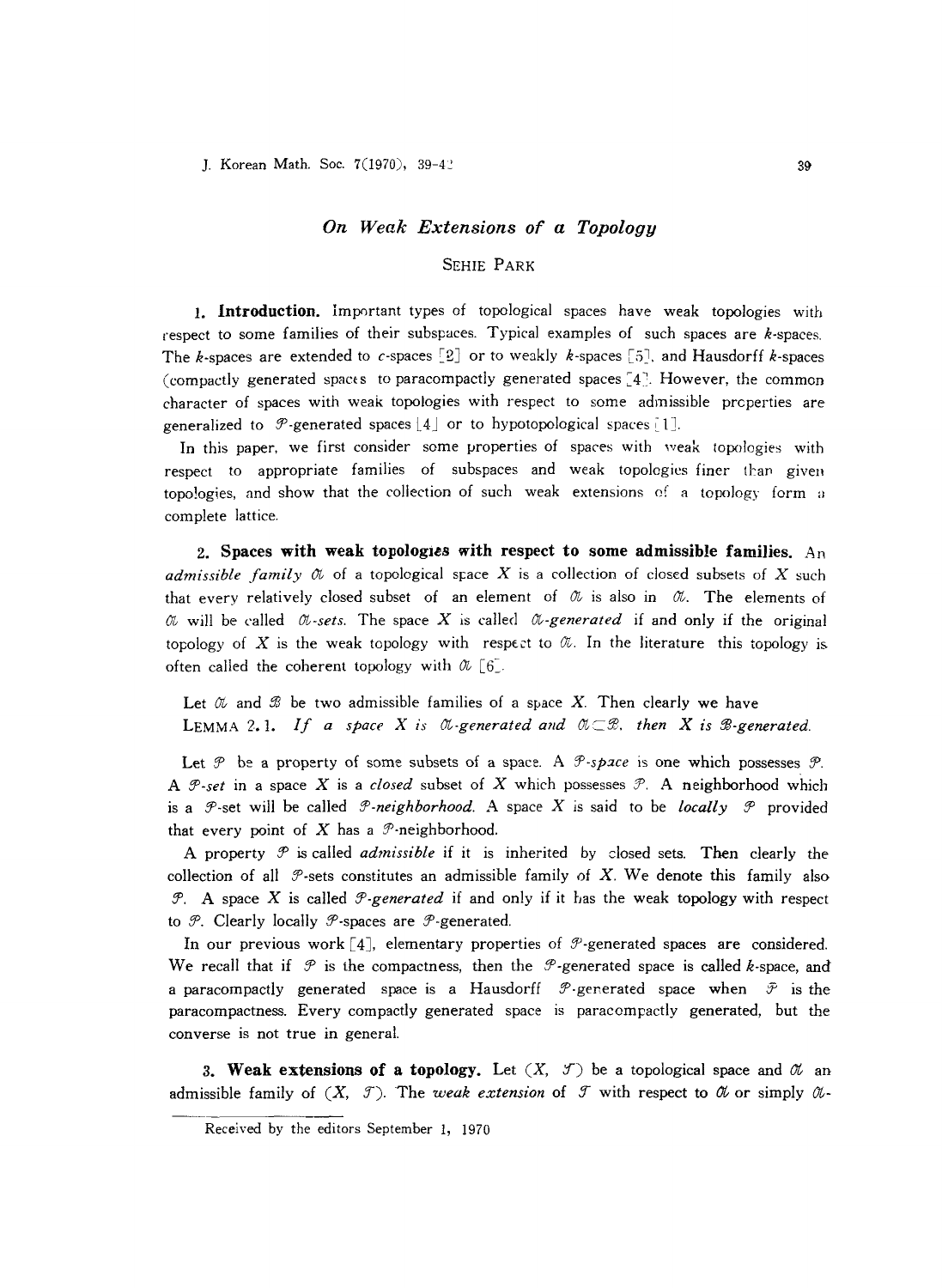# On Weak Extensions of a Topology

SEHIE PARK

**1. Introduction.** Important types of topological spaces have weak topologies with respect to some families of their subspaces. Typical examples of such spaces are $k$-spaces. The $k$-spaces are extended to $c$-spaces [2] or to weakly $k$-spaces [5], and Hausdorff $k$-spaces (compactly generated spaces to paracompactly generated spaces [4]. However, the common character of spaces with weak topologies with respect to some admissible properties are generalized to $\mathcal{P}$-generated spaces [4] or to hypotopological spaces [1].

In this paper, we first consider some properties of spaces with weak topologies with respect to appropriate families of subspaces and weak topologies finer than given topologies, and show that the collection of such weak extensions of a topology form a complete lattice.

**2. Spaces with weak topologies with respect to some admissible families.** An *admissible family* $\mathcal{A}$ of a topological space $X$ is a collection of closed subsets of $X$ such that every relatively closed subset of an element of $\mathcal{A}$ is also in $\mathcal{A}$. The elements of $\mathcal{A}$ will be called *$\mathcal{A}$-sets*. The space $X$ is called *$\mathcal{A}$-generated* if and only if the original topology of $X$ is the weak topology with respect to $\mathcal{A}$. In the literature this topology is often called the coherent topology with $\mathcal{A}$ [6].

Let $\mathcal{A}$ and $\mathcal{B}$ be two admissible families of a space $X$. Then clearly we have

LEMMA 2.1. *If a space $X$ is $\mathcal{A}$-generated and $\mathcal{A}\subset\mathcal{B}$, then $X$ is $\mathcal{B}$-generated.*

Let $\mathcal{P}$ be a property of some subsets of a space. A *$\mathcal{P}$-space* is one which possesses $\mathcal{P}$. A *$\mathcal{P}$-set* in a space $X$ is a *closed* subset of $X$ which possesses $\mathcal{P}$. A neighborhood which is a $\mathcal{P}$-set will be called *$\mathcal{P}$-neighborhood*. A space $X$ is said to be *locally $\mathcal{P}$* provided that every point of $X$ has a $\mathcal{P}$-neighborhood.

A property $\mathcal{P}$ is called *admissible* if it is inherited by closed sets. Then clearly the collection of all $\mathcal{P}$-sets constitutes an admissible family of $X$. We denote this family also $\mathcal{P}$. A space $X$ is called *$\mathcal{P}$-generated* if and only if it has the weak topology with respect to $\mathcal{P}$. Clearly locally $\mathcal{P}$-spaces are $\mathcal{P}$-generated.

In our previous work [4], elementary properties of $\mathcal{P}$-generated spaces are considered. We recall that if $\mathcal{P}$ is the compactness, then the $\mathcal{P}$-generated space is called $k$-space, and a paracompactly generated space is a Hausdorff $\mathcal{P}$-generated space when $\mathcal{P}$ is the paracompactness. Every compactly generated space is paracompactly generated, but the converse is not true in general.

**3. Weak extensions of a topology.** Let $(X, \mathcal{T})$ be a topological space and $\mathcal{A}$ an admissible family of $(X, \mathcal{T})$. The *weak extension* of $\mathcal{T}$ with respect to $\mathcal{A}$ or simply $\mathcal{A}$-

Received by the editors September 1, 1970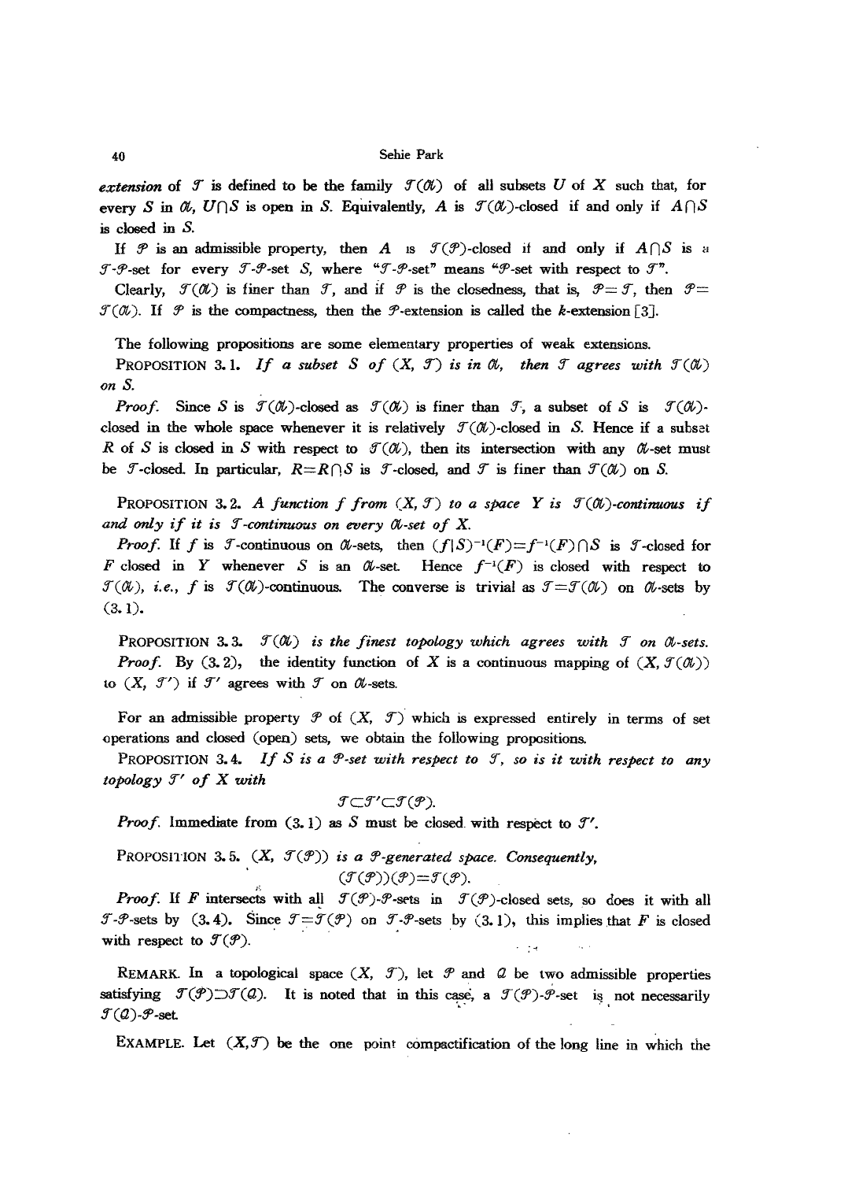*extension* of $\mathcal{T}$ is defined to be the family $\mathcal{T}(\mathfrak{A})$ of all subsets $U$ of $X$ such that, for every $S$ in $\mathfrak{A}$, $U \cap S$ is open in $S$. Equivalently, $A$ is $\mathcal{T}(\mathfrak{A})$-closed if and only if $A \cap S$ is closed in $S$.

If $\mathcal{P}$ is an admissible property, then $A$ is $\mathcal{T}(\mathcal{P})$-closed if and only if $A \cap S$ is a $\mathcal{T}$-$\mathcal{P}$-set for every $\mathcal{T}$-$\mathcal{P}$-set $S$, where "$\mathcal{T}$-$\mathcal{P}$-set" means "$\mathcal{P}$-set with respect to $\mathcal{T}$".

Clearly, $\mathcal{T}(\mathfrak{A})$ is finer than $\mathcal{T}$, and if $\mathcal{P}$ is the closedness, that is, $\mathcal{P} = \mathcal{T}$, then $\mathcal{P} = \mathcal{T}(\mathfrak{A})$. If $\mathcal{P}$ is the compactness, then the $\mathcal{P}$-extension is called the $k$-extension [3].

The following propositions are some elementary properties of weak extensions.

PROPOSITION 3.1. *If a subset $S$ of $(X, \mathcal{T})$ is in $\mathfrak{A}$, then $\mathcal{T}$ agrees with $\mathcal{T}(\mathfrak{A})$ on $S$.*

*Proof.* Since $S$ is $\mathcal{T}(\mathfrak{A})$-closed as $\mathcal{T}(\mathfrak{A})$ is finer than $\mathcal{T}$, a subset of $S$ is $\mathcal{T}(\mathfrak{A})$-closed in the whole space whenever it is relatively $\mathcal{T}(\mathfrak{A})$-closed in $S$. Hence if a subset $R$ of $S$ is closed in $S$ with respect to $\mathcal{T}(\mathfrak{A})$, then its intersection with any $\mathfrak{A}$-set must be $\mathcal{T}$-closed. In particular, $R = R \cap S$ is $\mathcal{T}$-closed, and $\mathcal{T}$ is finer than $\mathcal{T}(\mathfrak{A})$ on $S$.

PROPOSITION 3.2. *A function $f$ from $(X, \mathcal{T})$ to a space $Y$ is $\mathcal{T}(\mathfrak{A})$-continuous if and only if it is $\mathcal{T}$-continuous on every $\mathfrak{A}$-set of $X$.*

*Proof.* If $f$ is $\mathcal{T}$-continuous on $\mathfrak{A}$-sets, then $(f|S)^{-1}(F) = f^{-1}(F) \cap S$ is $\mathcal{T}$-closed for $F$ closed in $Y$ whenever $S$ is an $\mathfrak{A}$-set. Hence $f^{-1}(F)$ is closed with respect to $\mathcal{T}(\mathfrak{A})$, *i.e.*, $f$ is $\mathcal{T}(\mathfrak{A})$-continuous. The converse is trivial as $\mathcal{T} = \mathcal{T}(\mathfrak{A})$ on $\mathfrak{A}$-sets by (3.1).

PROPOSITION 3.3. *$\mathcal{T}(\mathfrak{A})$ is the finest topology which agrees with $\mathcal{T}$ on $\mathfrak{A}$-sets.*

*Proof.* By (3.2), the identity function of $X$ is a continuous mapping of $(X, \mathcal{T}(\mathfrak{A}))$ to $(X, \mathcal{T}')$ if $\mathcal{T}'$ agrees with $\mathcal{T}$ on $\mathfrak{A}$-sets.

For an admissible property $\mathcal{P}$ of $(X, \mathcal{T})$ which is expressed entirely in terms of set operations and closed (open) sets, we obtain the following propositions.

PROPOSITION 3.4. *If $S$ is a $\mathcal{P}$-set with respect to $\mathcal{T}$, so is it with respect to any topology $\mathcal{T}'$ of $X$ with*

$$\mathcal{T} \subset \mathcal{T}' \subset \mathcal{T}(\mathcal{P}).$$

*Proof.* Immediate from (3.1) as $S$ must be closed with respect to $\mathcal{T}'$.

PROPOSITION 3.5. *$(X, \mathcal{T}(\mathcal{P}))$ is a $\mathcal{P}$-generated space. Consequently,*

$$(\mathcal{T}(\mathcal{P}))(\mathcal{P}) = \mathcal{T}(\mathcal{P}).$$

*Proof.* If $F$ intersects with all $\mathcal{T}(\mathcal{P})$-$\mathcal{P}$-sets in $\mathcal{T}(\mathcal{P})$-closed sets, so does it with all $\mathcal{T}$-$\mathcal{P}$-sets by (3.4). Since $\mathcal{T} = \mathcal{T}(\mathcal{P})$ on $\mathcal{T}$-$\mathcal{P}$-sets by (3.1), this implies that $F$ is closed with respect to $\mathcal{T}(\mathcal{P})$.

REMARK. In a topological space $(X, \mathcal{T})$, let $\mathcal{P}$ and $\mathcal{Q}$ be two admissible properties satisfying $\mathcal{T}(\mathcal{P}) \supset \mathcal{T}(\mathcal{Q})$. It is noted that in this case, a $\mathcal{T}(\mathcal{P})$-$\mathcal{P}$-set is not necessarily $\mathcal{T}(\mathcal{Q})$-$\mathcal{P}$-set.

EXAMPLE. Let $(X, \mathcal{T})$ be the one point compactification of the long line in which the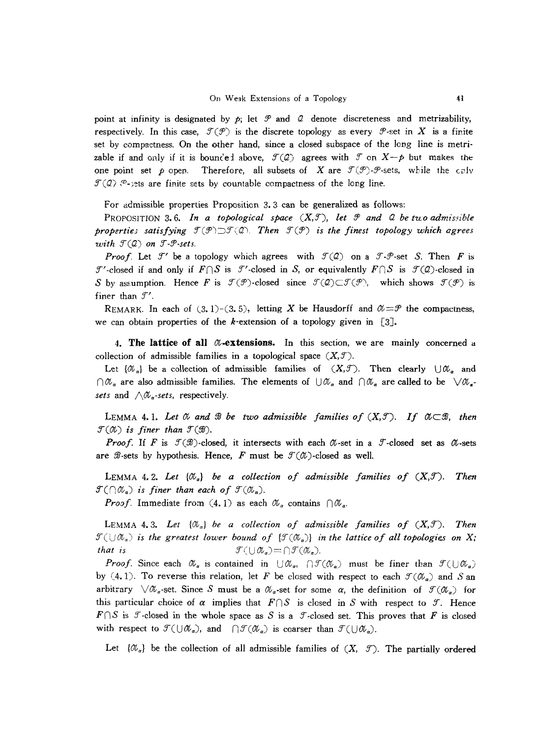point at infinity is designated by $p$; let $\mathcal{P}$ and $\mathcal{Q}$ denote discreteness and metrizability, respectively. In this case, $\mathcal{T}(\mathcal{P})$ is the discrete topology as every $\mathcal{P}$-set in $X$ is a finite set by compactness. On the other hand, since a closed subspace of the long line is metrizable if and only if it is bounded above, $\mathcal{T}(\mathcal{Q})$ agrees with $\mathcal{T}$ on $X-p$ but makes the one point set $p$ open. Therefore, all subsets of $X$ are $\mathcal{T}(\mathcal{P})$-$\mathcal{P}$-sets, while the only $\mathcal{T}(\mathcal{Q})$ $\mathcal{P}$-sets are finite sets by countable compactness of the long line.

For admissible properties Proposition 3.3 can be generalized as follows:

PROPOSITION 3.6. *In a topological space $(X,\mathcal{T})$, let $\mathcal{P}$ and $\mathcal{Q}$ be two admissible properties satisfying $\mathcal{T}(\mathcal{P})\supset\mathcal{T}(\mathcal{Q})$. Then $\mathcal{T}(\mathcal{P})$ is the finest topology which agrees with $\mathcal{T}(\mathcal{Q})$ on $\mathcal{T}$-$\mathcal{P}$-sets.*

*Proof.* Let $\mathcal{T}'$ be a topology which agrees with $\mathcal{T}(\mathcal{Q})$ on a $\mathcal{T}$-$\mathcal{P}$-set $S$. Then $F$ is $\mathcal{T}'$-closed if and only if $F\cap S$ is $\mathcal{T}'$-closed in $S$, or equivalently $F\cap S$ is $\mathcal{T}(\mathcal{Q})$-closed in $S$ by assumption. Hence $F$ is $\mathcal{T}(\mathcal{P})$-closed since $\mathcal{T}(\mathcal{Q})\subset\mathcal{T}(\mathcal{P})$, which shows $\mathcal{T}(\mathcal{P})$ is finer than $\mathcal{T}'$.

REMARK. In each of (3.1)-(3.5), letting $X$ be Hausdorff and $\mathcal{A}=\mathcal{P}$ the compactness, we can obtain properties of the $k$-extension of a topology given in [3].

## 4. The lattice of all $\mathcal{A}$-extensions.

In this section, we are mainly concerned a collection of admissible families in a topological space $(X,\mathcal{T})$.

Let $\{\mathcal{A}_\alpha\}$ be a collection of admissible families of $(X,\mathcal{T})$. Then clearly $\bigcup\mathcal{A}_\alpha$ and $\bigcap\mathcal{A}_\alpha$ are also admissible families. The elements of $\bigcup\mathcal{A}_\alpha$ and $\bigcap\mathcal{A}_\alpha$ are called to be $\bigvee\mathcal{A}_\alpha$-*sets* and $\bigwedge\mathcal{A}_\alpha$-*sets*, respectively.

LEMMA 4.1. *Let $\mathcal{A}$ and $\mathcal{B}$ be two admissible families of $(X,\mathcal{T})$. If $\mathcal{A}\subset\mathcal{B}$, then $\mathcal{T}(\mathcal{A})$ is finer than $\mathcal{T}(\mathcal{B})$.*

*Proof.* If $F$ is $\mathcal{T}(\mathcal{B})$-closed, it intersects with each $\mathcal{A}$-set in a $\mathcal{T}$-closed set as $\mathcal{A}$-sets are $\mathcal{B}$-sets by hypothesis. Hence, $F$ must be $\mathcal{T}(\mathcal{A})$-closed as well.

LEMMA 4.2. *Let $\{\mathcal{A}_\alpha\}$ be a collection of admissible families of $(X,\mathcal{T})$. Then $\mathcal{T}(\bigcap\mathcal{A}_\alpha)$ is finer than each of $\mathcal{T}(\mathcal{A}_\alpha)$.*

*Proof.* Immediate from (4.1) as each $\mathcal{A}_\alpha$ contains $\bigcap\mathcal{A}_\alpha$.

LEMMA 4.3. *Let $\{\mathcal{A}_\alpha\}$ be a collection of admissible families of $(X,\mathcal{T})$. Then $\mathcal{T}(\bigcup\mathcal{A}_\alpha)$ is the greatest lower bound of $\{\mathcal{T}(\mathcal{A}_\alpha)\}$ in the lattice of all topologies on $X$; that is*

$$\mathcal{T}(\bigcup\mathcal{A}_\alpha)=\bigcap\mathcal{T}(\mathcal{A}_\alpha).$$

*Proof.* Since each $\mathcal{A}_\alpha$ is contained in $\bigcup\mathcal{A}_\alpha$, $\bigcap\mathcal{T}(\mathcal{A}_\alpha)$ must be finer than $\mathcal{T}(\bigcup\mathcal{A}_\alpha)$ by (4.1). To reverse this relation, let $F$ be closed with respect to each $\mathcal{T}(\mathcal{A}_\alpha)$ and $S$ an arbitrary $\bigvee\mathcal{A}_\alpha$-set. Since $S$ must be a $\mathcal{A}_\alpha$-set for some $\alpha$, the definition of $\mathcal{T}(\mathcal{A}_\alpha)$ for this particular choice of $\alpha$ implies that $F\cap S$ is closed in $S$ with respect to $\mathcal{T}$. Hence $F\cap S$ is $\mathcal{T}$-closed in the whole space as $S$ is a $\mathcal{T}$-closed set. This proves that $F$ is closed with respect to $\mathcal{T}(\bigcup\mathcal{A}_\alpha)$, and $\bigcap\mathcal{T}(\mathcal{A}_\alpha)$ is coarser than $\mathcal{T}(\bigcup\mathcal{A}_\alpha)$.

Let $\{\mathcal{A}_\alpha\}$ be the collection of all admissible families of $(X, \mathcal{T})$. The partially ordered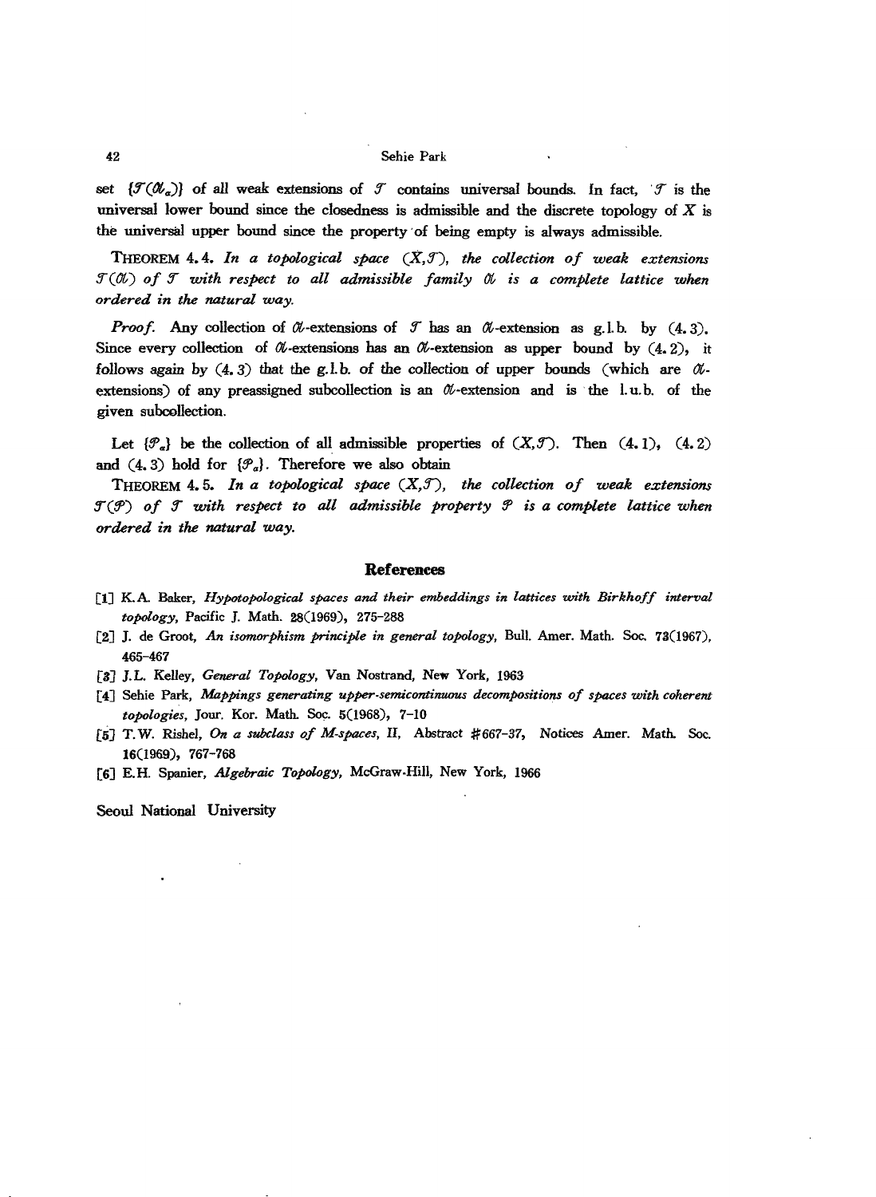set $\{\mathcal{T}(\mathfrak{A}_\alpha)\}$ of all weak extensions of $\mathcal{T}$ contains universal bounds. In fact, $\mathcal{T}$ is the universal lower bound since the closedness is admissible and the discrete topology of $X$ is the universal upper bound since the property of being empty is always admissible.

THEOREM 4.4. *In a topological space $(X,\mathcal{T})$, the collection of weak extensions $\mathcal{T}(\mathfrak{A})$ of $\mathcal{T}$ with respect to all admissible family $\mathfrak{A}$ is a complete lattice when ordered in the natural way.*

*Proof.* Any collection of $\mathfrak{A}$-extensions of $\mathcal{T}$ has an $\mathfrak{A}$-extension as g.l.b. by (4.3). Since every collection of $\mathfrak{A}$-extensions has an $\mathfrak{A}$-extension as upper bound by (4.2), it follows again by (4.3) that the g.l.b. of the collection of upper bounds (which are $\mathfrak{A}$-extensions) of any preassigned subcollection is an $\mathfrak{A}$-extension and is the l.u.b. of the given subcollection.

Let $\{\mathcal{P}_\alpha\}$ be the collection of all admissible properties of $(X,\mathcal{T})$. Then (4.1), (4.2) and (4.3) hold for $\{\mathcal{P}_\alpha\}$. Therefore we also obtain

THEOREM 4.5. *In a topological space $(X,\mathcal{T})$, the collection of weak extensions $\mathcal{T}(\mathcal{P})$ of $\mathcal{T}$ with respect to all admissible property $\mathcal{P}$ is a complete lattice when ordered in the natural way.*

## References

[1] K.A. Baker, *Hypotopological spaces and their embeddings in lattices with Birkhoff interval topology*, Pacific J. Math. 28(1969), 275–288

[2] J. de Groot, *An isomorphism principle in general topology*, Bull. Amer. Math. Soc. 73(1967), 465–467

[3] J.L. Kelley, *General Topology*, Van Nostrand, New York, 1963

[4] Sehie Park, *Mappings generating upper-semicontinuous decompositions of spaces with coherent topologies*, Jour. Kor. Math. Soc. 5(1968), 7–10

[5] T.W. Rishel, *On a subclass of M-spaces*, II, Abstract #667-37, Notices Amer. Math. Soc. 16(1969), 767–768

[6] E.H. Spanier, *Algebraic Topology*, McGraw-Hill, New York, 1966

Seoul National University